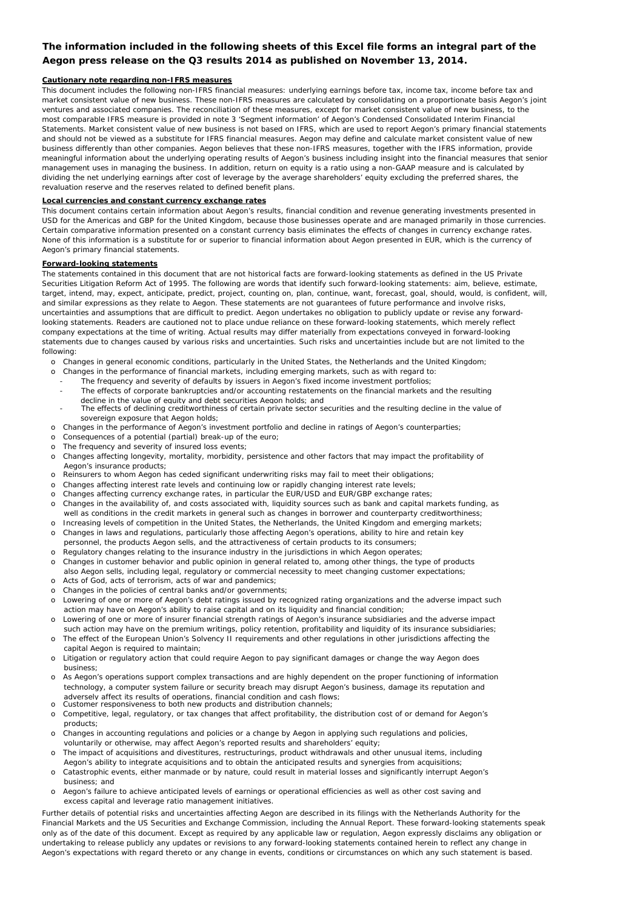**The information included in the following sheets of this Excel file forms an integral part of the Aegon press release on the Q3 results 2014 as published on November 13, 2014.**

**Cautionary note regarding non-IFRS measures**

This document includes the following non-IFRS financial measures: underlying earnings before tax, income tax, income before tax and market consistent value of new business. These non-IFRS measures are calculated by consolidating on a proportionate basis Aegon's joint ventures and associated companies. The reconciliation of these measures, except for market consistent value of new business, to the most comparable IFRS measure is provided in note 3 'Segment information' of Aegon's Condensed Consolidated Interim Financial Statements. Market consistent value of new business is not based on IFRS, which are used to report Aegon's primary financial statements and should not be viewed as a substitute for IFRS financial measures. Aegon may define and calculate market consistent value of new business differently than other companies. Aegon believes that these non-IFRS measures, together with the IFRS information, provide meaningful information about the underlying operating results of Aegon's business including insight into the financial measures that senior management uses in managing the business. In addition, return on equity is a ratio using a non-GAAP measure and is calculated by dividing the net underlying earnings after cost of leverage by the average shareholders' equity excluding the preferred shares, the revaluation reserve and the reserves related to defined benefit plans.

**Local currencies and constant currency exchange rates**

This document contains certain information about Aegon's results, financial condition and revenue generating investments presented in USD for the Americas and GBP for the United Kingdom, because those businesses operate and are managed primarily in those currencies. Certain comparative information presented on a constant currency basis eliminates the effects of changes in currency exchange rates. None of this information is a substitute for or superior to financial information about Aegon presented in EUR, which is the currency of Aegon's primary financial statements.

**Forward-looking statements**

The statements contained in this document that are not historical facts are forward-looking statements as defined in the US Private Securities Litigation Reform Act of 1995. The following are words that identify such forward-looking statements: aim, believe, estimate, target, intend, may, expect, anticipate, predict, project, counting on, plan, continue, want, forecast, goal, should, would, is confident, will, and similar expressions as they relate to Aegon. These statements are not guarantees of future performance and involve risks, uncertainties and assumptions that are difficult to predict. Aegon undertakes no obligation to publicly update or revise any forward-looking statements. Readers are cautioned not to place undue reliance on these forward-looking statements, which merely reflect company expectations at the time of writing. Actual results may differ materially from expectations conveyed in forward-looking statements due to changes caused by various risks and uncertainties. Such risks and uncertainties include but are not limited to the following:

- Changes in general economic conditions, particularly in the United States, the Netherlands and the United Kingdom;
- Changes in the performance of financial markets, including emerging markets, such as with regard to:
  - The frequency and severity of defaults by issuers in Aegon's fixed income investment portfolios;
  - The effects of corporate bankruptcies and/or accounting restatements on the financial markets and the resulting decline in the value of equity and debt securities Aegon holds; and
  - The effects of declining creditworthiness of certain private sector securities and the resulting decline in the value of sovereign exposure that Aegon holds;
- Changes in the performance of Aegon's investment portfolio and decline in ratings of Aegon's counterparties;
- Consequences of a potential (partial) break-up of the euro;
- The frequency and severity of insured loss events;
- Changes affecting longevity, mortality, morbidity, persistence and other factors that may impact the profitability of Aegon's insurance products;
- Reinsurers to whom Aegon has ceded significant underwriting risks may fail to meet their obligations;
- Changes affecting interest rate levels and continuing low or rapidly changing interest rate levels;
- Changes affecting currency exchange rates, in particular the EUR/USD and EUR/GBP exchange rates;
- Changes in the availability of, and costs associated with, liquidity sources such as bank and capital markets funding, as well as conditions in the credit markets in general such as changes in borrower and counterparty creditworthiness;
- Increasing levels of competition in the United States, the Netherlands, the United Kingdom and emerging markets;
- Changes in laws and regulations, particularly those affecting Aegon's operations, ability to hire and retain key personnel, the products Aegon sells, and the attractiveness of certain products to its consumers;
- Regulatory changes relating to the insurance industry in the jurisdictions in which Aegon operates;
- Changes in customer behavior and public opinion in general related to, among other things, the type of products also Aegon sells, including legal, regulatory or commercial necessity to meet changing customer expectations;
- Acts of God, acts of terrorism, acts of war and pandemics;
- Changes in the policies of central banks and/or governments;
- Lowering of one or more of Aegon's debt ratings issued by recognized rating organizations and the adverse impact such action may have on Aegon's ability to raise capital and on its liquidity and financial condition;
- Lowering of one or more of insurer financial strength ratings of Aegon's insurance subsidiaries and the adverse impact such action may have on the premium writings, policy retention, profitability and liquidity of its insurance subsidiaries;
- The effect of the European Union's Solvency II requirements and other regulations in other jurisdictions affecting the capital Aegon is required to maintain;
- Litigation or regulatory action that could require Aegon to pay significant damages or change the way Aegon does business;
- As Aegon's operations support complex transactions and are highly dependent on the proper functioning of information technology, a computer system failure or security breach may disrupt Aegon's business, damage its reputation and adversely affect its results of operations, financial condition and cash flows;
- Customer responsiveness to both new products and distribution channels;
- Competitive, legal, regulatory, or tax changes that affect profitability, the distribution cost of or demand for Aegon's products;
- Changes in accounting regulations and policies or a change by Aegon in applying such regulations and policies, voluntarily or otherwise, may affect Aegon's reported results and shareholders' equity;
- The impact of acquisitions and divestitures, restructurings, product withdrawals and other unusual items, including Aegon's ability to integrate acquisitions and to obtain the anticipated results and synergies from acquisitions;
- Catastrophic events, either manmade or by nature, could result in material losses and significantly interrupt Aegon's business; and
- Aegon's failure to achieve anticipated levels of earnings or operational efficiencies as well as other cost saving and excess capital and leverage ratio management initiatives.

Further details of potential risks and uncertainties affecting Aegon are described in its filings with the Netherlands Authority for the Financial Markets and the US Securities and Exchange Commission, including the Annual Report. These forward-looking statements speak only as of the date of this document. Except as required by any applicable law or regulation, Aegon expressly disclaims any obligation or undertaking to release publicly any updates or revisions to any forward-looking statements contained herein to reflect any change in Aegon's expectations with regard thereto or any change in events, conditions or circumstances on which any such statement is based.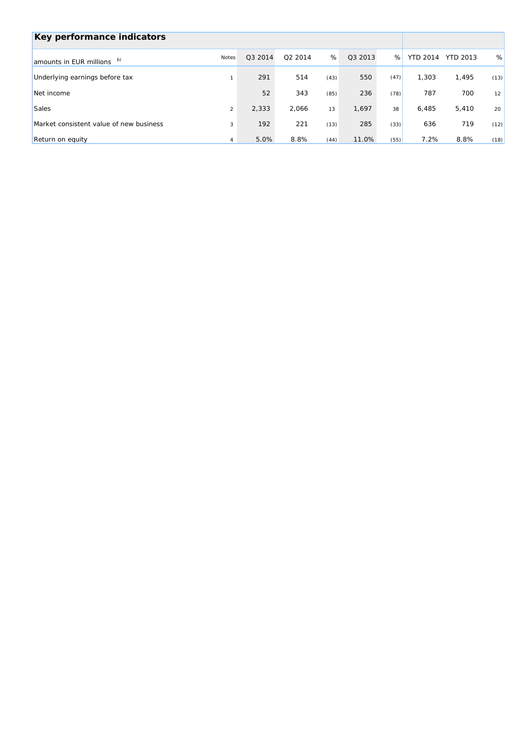## Key performance indicators

| amounts in EUR millions b) | Notes | Q3 2014 | Q2 2014 | % | Q3 2013 | % | YTD 2014 | YTD 2013 | % |
|---|---|---|---|---|---|---|---|---|---|
| Underlying earnings before tax | 1 | 291 | 514 | (43) | 550 | (47) | 1,303 | 1,495 | (13) |
| Net income | | 52 | 343 | (85) | 236 | (78) | 787 | 700 | 12 |
| Sales | 2 | 2,333 | 2,066 | 13 | 1,697 | 38 | 6,485 | 5,410 | 20 |
| Market consistent value of new business | 3 | 192 | 221 | (13) | 285 | (33) | 636 | 719 | (12) |
| Return on equity | 4 | 5.0% | 8.8% | (44) | 11.0% | (55) | 7.2% | 8.8% | (18) |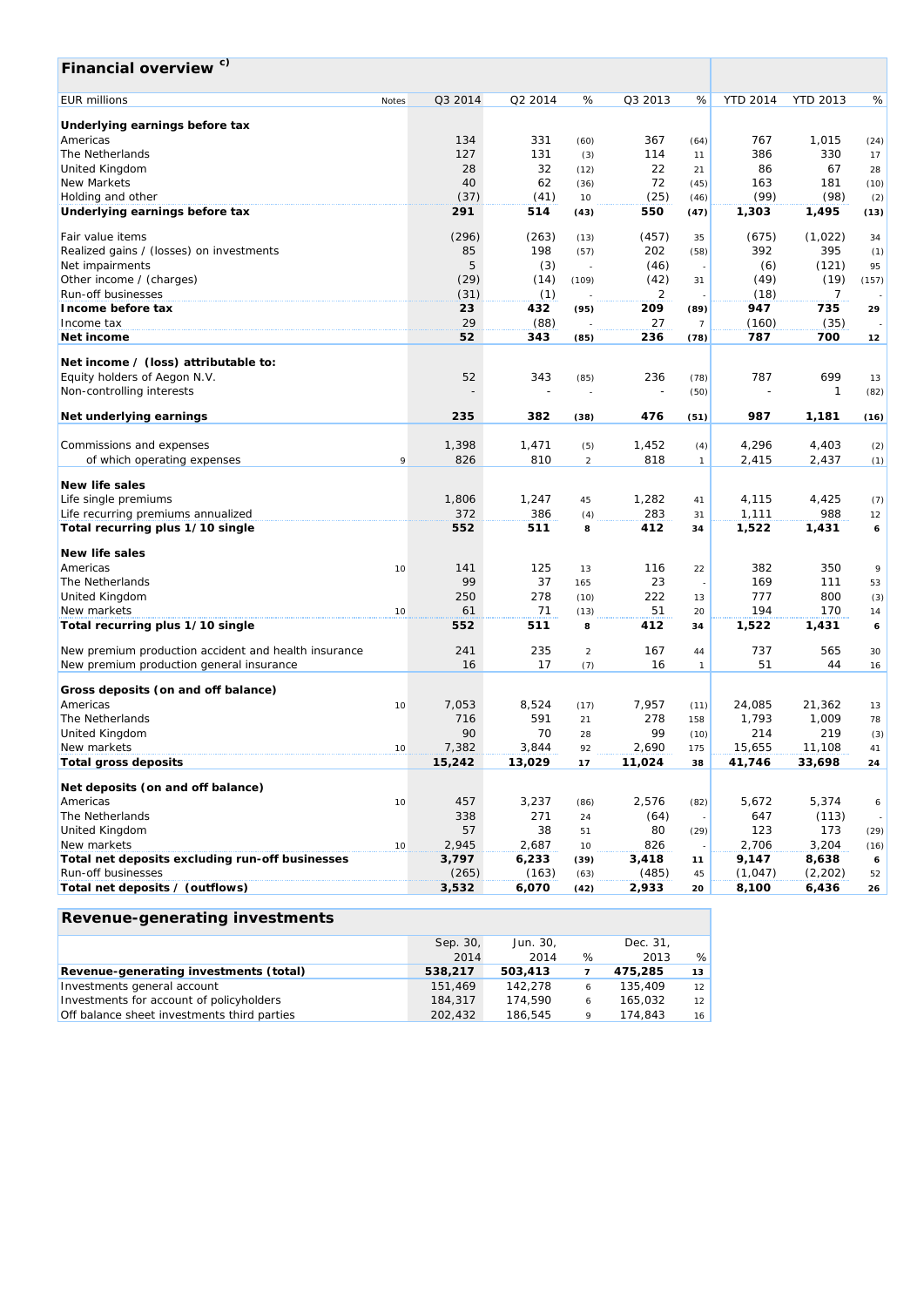## Financial overview c)

| EUR millions | Notes | Q3 2014 | Q2 2014 | % | Q3 2013 | % | YTD 2014 | YTD 2013 | % |
|---|---|---|---|---|---|---|---|---|---|
| **Underlying earnings before tax** | | | | | | | | | |
| Americas | | 134 | 331 | (60) | 367 | (64) | 767 | 1,015 | (24) |
| The Netherlands | | 127 | 131 | (3) | 114 | 11 | 386 | 330 | 17 |
| United Kingdom | | 28 | 32 | (12) | 22 | 21 | 86 | 67 | 28 |
| New Markets | | 40 | 62 | (36) | 72 | (45) | 163 | 181 | (10) |
| Holding and other | | (37) | (41) | 10 | (25) | (46) | (99) | (98) | (2) |
| **Underlying earnings before tax** | | **291** | **514** | **(43)** | **550** | **(47)** | **1,303** | **1,495** | **(13)** |
| Fair value items | | (296) | (263) | (13) | (457) | 35 | (675) | (1,022) | 34 |
| Realized gains / (losses) on investments | | 85 | 198 | (57) | 202 | (58) | 392 | 395 | (1) |
| Net impairments | | 5 | (3) | - | (46) | - | (6) | (121) | 95 |
| Other income / (charges) | | (29) | (14) | (109) | (42) | 31 | (49) | (19) | (157) |
| Run-off businesses | | (31) | (1) | - | 2 | - | (18) | 7 | - |
| **Income before tax** | | **23** | **432** | **(95)** | **209** | **(89)** | **947** | **735** | **29** |
| Income tax | | 29 | (88) | - | 27 | 7 | (160) | (35) | - |
| **Net income** | | **52** | **343** | **(85)** | **236** | **(78)** | **787** | **700** | **12** |
| **Net income / (loss) attributable to:** | | | | | | | | | |
| Equity holders of Aegon N.V. | | 52 | 343 | (85) | 236 | (78) | 787 | 699 | 13 |
| Non-controlling interests | | - | - | - | - | (50) | - | 1 | (82) |
| **Net underlying earnings** | | **235** | **382** | **(38)** | **476** | **(51)** | **987** | **1,181** | **(16)** |
| Commissions and expenses | | 1,398 | 1,471 | (5) | 1,452 | (4) | 4,296 | 4,403 | (2) |
| of which operating expenses | 9 | 826 | 810 | 2 | 818 | 1 | 2,415 | 2,437 | (1) |
| **New life sales** | | | | | | | | | |
| Life single premiums | | 1,806 | 1,247 | 45 | 1,282 | 41 | 4,115 | 4,425 | (7) |
| Life recurring premiums annualized | | 372 | 386 | (4) | 283 | 31 | 1,111 | 988 | 12 |
| **Total recurring plus 1/10 single** | | **552** | **511** | **8** | **412** | **34** | **1,522** | **1,431** | **6** |
| **New life sales** | | | | | | | | | |
| Americas | 10 | 141 | 125 | 13 | 116 | 22 | 382 | 350 | 9 |
| The Netherlands | | 99 | 37 | 165 | 23 | - | 169 | 111 | 53 |
| United Kingdom | | 250 | 278 | (10) | 222 | 13 | 777 | 800 | (3) |
| New markets | 10 | 61 | 71 | (13) | 51 | 20 | 194 | 170 | 14 |
| **Total recurring plus 1/10 single** | | **552** | **511** | **8** | **412** | **34** | **1,522** | **1,431** | **6** |
| New premium production accident and health insurance | | 241 | 235 | 2 | 167 | 44 | 737 | 565 | 30 |
| New premium production general insurance | | 16 | 17 | (7) | 16 | 1 | 51 | 44 | 16 |
| **Gross deposits (on and off balance)** | | | | | | | | | |
| Americas | 10 | 7,053 | 8,524 | (17) | 7,957 | (11) | 24,085 | 21,362 | 13 |
| The Netherlands | | 716 | 591 | 21 | 278 | 158 | 1,793 | 1,009 | 78 |
| United Kingdom | | 90 | 70 | 28 | 99 | (10) | 214 | 219 | (3) |
| New markets | 10 | 7,382 | 3,844 | 92 | 2,690 | 175 | 15,655 | 11,108 | 41 |
| **Total gross deposits** | | **15,242** | **13,029** | **17** | **11,024** | **38** | **41,746** | **33,698** | **24** |
| **Net deposits (on and off balance)** | | | | | | | | | |
| Americas | 10 | 457 | 3,237 | (86) | 2,576 | (82) | 5,672 | 5,374 | 6 |
| The Netherlands | | 338 | 271 | 24 | (64) | - | 647 | (113) | - |
| United Kingdom | | 57 | 38 | 51 | 80 | (29) | 123 | 173 | (29) |
| New markets | 10 | 2,945 | 2,687 | 10 | 826 | - | 2,706 | 3,204 | (16) |
| **Total net deposits excluding run-off businesses** | | **3,797** | **6,233** | **(39)** | **3,418** | **11** | **9,147** | **8,638** | **6** |
| Run-off businesses | | (265) | (163) | (63) | (485) | 45 | (1,047) | (2,202) | 52 |
| **Total net deposits / (outflows)** | | **3,532** | **6,070** | **(42)** | **2,933** | **20** | **8,100** | **6,436** | **26** |

## Revenue-generating investments

| | Sep. 30, 2014 | Jun. 30, 2014 | % | Dec. 31, 2013 | % |
|---|---|---|---|---|---|
| **Revenue-generating investments (total)** | **538,217** | **503,413** | **7** | **475,285** | **13** |
| Investments general account | 151,469 | 142,278 | 6 | 135,409 | 12 |
| Investments for account of policyholders | 184,317 | 174,590 | 6 | 165,032 | 12 |
| Off balance sheet investments third parties | 202,432 | 186,545 | 9 | 174,843 | 16 |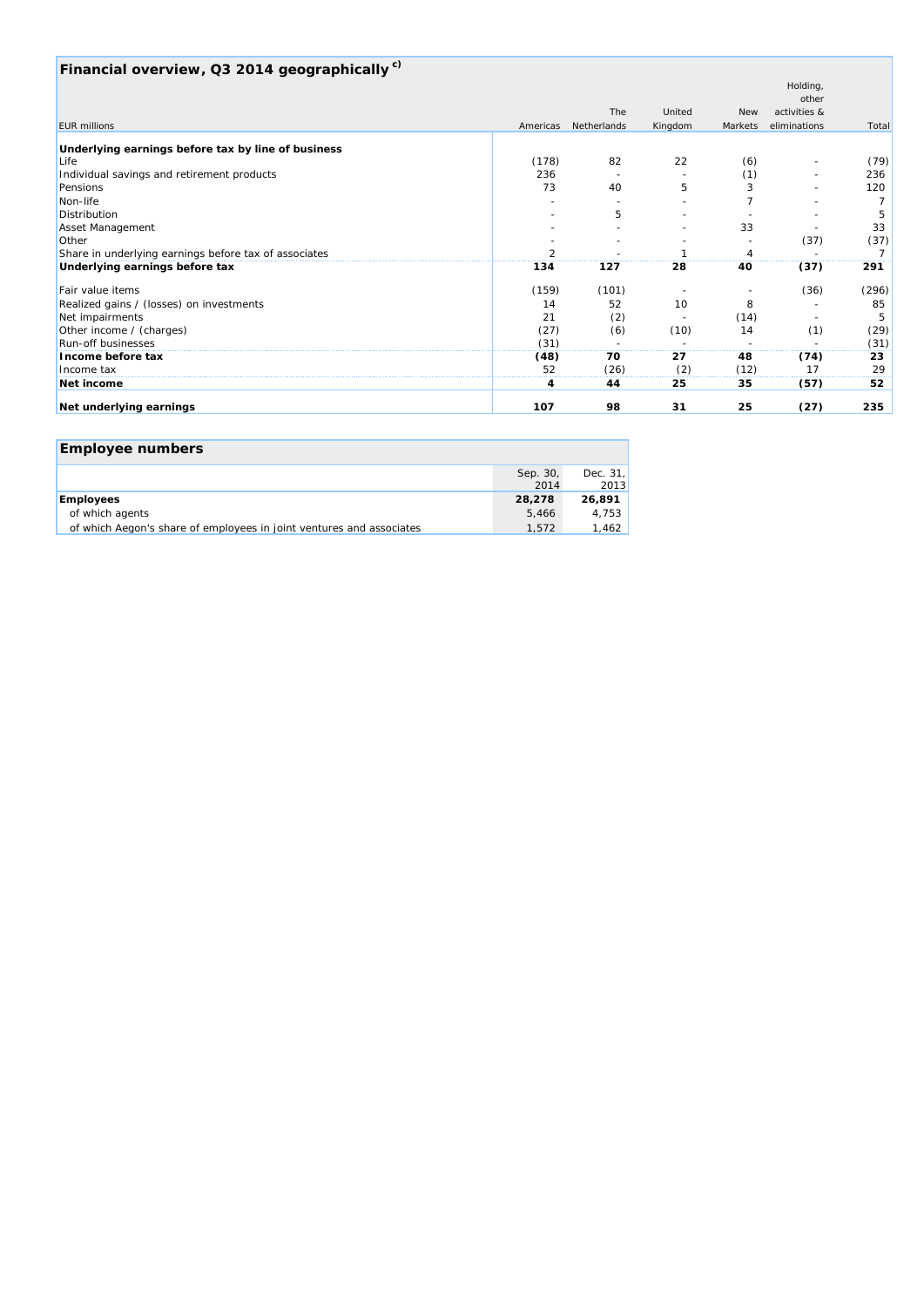## Financial overview, Q3 2014 geographically [c)]

| EUR millions | Americas | The Netherlands | United Kingdom | New Markets | Holding, other activities & eliminations | Total |
|---|---|---|---|---|---|---|
| **Underlying earnings before tax by line of business** | | | | | | |
| Life | (178) | 82 | 22 | (6) | - | (79) |
| Individual savings and retirement products | 236 | - | - | (1) | - | 236 |
| Pensions | 73 | 40 | 5 | 3 | - | 120 |
| Non-life | - | - | - | 7 | - | 7 |
| Distribution | - | 5 | - | - | - | 5 |
| Asset Management | - | - | - | 33 | - | 33 |
| Other | - | - | - | - | (37) | (37) |
| Share in underlying earnings before tax of associates | 2 | - | 1 | 4 | - | 7 |
| **Underlying earnings before tax** | **134** | **127** | **28** | **40** | **(37)** | **291** |
| Fair value items | (159) | (101) | - | - | (36) | (296) |
| Realized gains / (losses) on investments | 14 | 52 | 10 | 8 | - | 85 |
| Net impairments | 21 | (2) | - | (14) | - | 5 |
| Other income / (charges) | (27) | (6) | (10) | 14 | (1) | (29) |
| Run-off businesses | (31) | - | - | - | - | (31) |
| **Income before tax** | **(48)** | **70** | **27** | **48** | **(74)** | **23** |
| Income tax | 52 | (26) | (2) | (12) | 17 | 29 |
| **Net income** | **4** | **44** | **25** | **35** | **(57)** | **52** |
| **Net underlying earnings** | **107** | **98** | **31** | **25** | **(27)** | **235** |

## Employee numbers

| | Sep. 30, 2014 | Dec. 31, 2013 |
|---|---|---|
| **Employees** | **28,278** | **26,891** |
| of which agents | 5,466 | 4,753 |
| of which Aegon's share of employees in joint ventures and associates | 1,572 | 1,462 |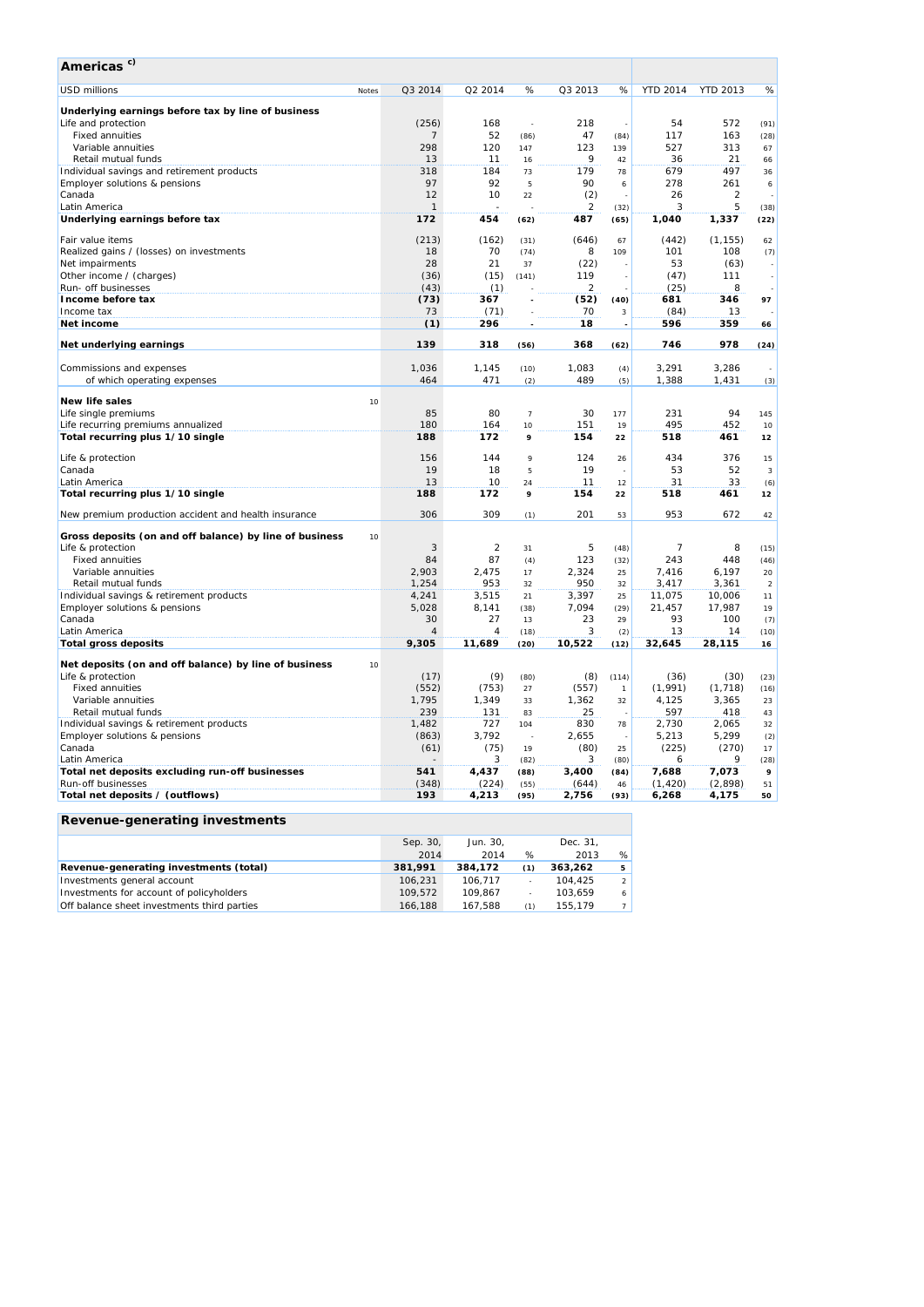## Americas [c)]

| USD millions | Notes | Q3 2014 | Q2 2014 | % | Q3 2013 | % | YTD 2014 | YTD 2013 | % |
|---|---|---|---|---|---|---|---|---|---|
| **Underlying earnings before tax by line of business** | | | | | | | | | |
| Life and protection | | (256) | 168 | - | 218 | - | 54 | 572 | (91) |
| Fixed annuities | | 7 | 52 | (86) | 47 | (84) | 117 | 163 | (28) |
| Variable annuities | | 298 | 120 | 147 | 123 | 139 | 527 | 313 | 67 |
| Retail mutual funds | | 13 | 11 | 16 | 9 | 42 | 36 | 21 | 66 |
| Individual savings and retirement products | | 318 | 184 | 73 | 179 | 78 | 679 | 497 | 36 |
| Employer solutions & pensions | | 97 | 92 | 5 | 90 | 6 | 278 | 261 | 6 |
| Canada | | 12 | 10 | 22 | (2) | - | 26 | 2 | - |
| Latin America | | 1 | - | - | 2 | (32) | 3 | 5 | (38) |
| **Underlying earnings before tax** | | **172** | **454** | **(62)** | **487** | **(65)** | **1,040** | **1,337** | **(22)** |
| Fair value items | | (213) | (162) | (31) | (646) | 67 | (442) | (1,155) | 62 |
| Realized gains / (losses) on investments | | 18 | 70 | (74) | 8 | 109 | 101 | 108 | (7) |
| Net impairments | | 28 | 21 | 37 | (22) | - | 53 | (63) | - |
| Other income / (charges) | | (36) | (15) | (141) | 119 | - | (47) | 111 | - |
| Run- off businesses | | (43) | (1) | - | 2 | - | (25) | 8 | - |
| **Income before tax** | | **(73)** | **367** | **-** | **(52)** | **(40)** | **681** | **346** | **97** |
| Income tax | | 73 | (71) | - | 70 | 3 | (84) | 13 | - |
| **Net income** | | **(1)** | **296** | **-** | **18** | **-** | **596** | **359** | **66** |
| **Net underlying earnings** | | **139** | **318** | **(56)** | **368** | **(62)** | **746** | **978** | **(24)** |
| Commissions and expenses | | 1,036 | 1,145 | (10) | 1,083 | (4) | 3,291 | 3,286 | - |
| of which operating expenses | | 464 | 471 | (2) | 489 | (5) | 1,388 | 1,431 | (3) |
| **New life sales** | 10 | | | | | | | | |
| Life single premiums | | 85 | 80 | 7 | 30 | 177 | 231 | 94 | 145 |
| Life recurring premiums annualized | | 180 | 164 | 10 | 151 | 19 | 495 | 452 | 10 |
| **Total recurring plus 1/10 single** | | **188** | **172** | **9** | **154** | **22** | **518** | **461** | **12** |
| Life & protection | | 156 | 144 | 9 | 124 | 26 | 434 | 376 | 15 |
| Canada | | 19 | 18 | 5 | 19 | - | 53 | 52 | 3 |
| Latin America | | 13 | 10 | 24 | 11 | 12 | 31 | 33 | (6) |
| **Total recurring plus 1/10 single** | | **188** | **172** | **9** | **154** | **22** | **518** | **461** | **12** |
| New premium production accident and health insurance | | 306 | 309 | (1) | 201 | 53 | 953 | 672 | 42 |
| **Gross deposits (on and off balance) by line of business** | 10 | | | | | | | | |
| Life & protection | | 3 | 2 | 31 | 5 | (48) | 7 | 8 | (15) |
| Fixed annuities | | 84 | 87 | (4) | 123 | (32) | 243 | 448 | (46) |
| Variable annuities | | 2,903 | 2,475 | 17 | 2,324 | 25 | 7,416 | 6,197 | 20 |
| Retail mutual funds | | 1,254 | 953 | 32 | 950 | 32 | 3,417 | 3,361 | 2 |
| Individual savings & retirement products | | 4,241 | 3,515 | 21 | 3,397 | 25 | 11,075 | 10,006 | 11 |
| Employer solutions & pensions | | 5,028 | 8,141 | (38) | 7,094 | (29) | 21,457 | 17,987 | 19 |
| Canada | | 30 | 27 | 13 | 23 | 29 | 93 | 100 | (7) |
| Latin America | | 4 | 4 | (18) | 3 | (2) | 13 | 14 | (10) |
| **Total gross deposits** | | **9,305** | **11,689** | **(20)** | **10,522** | **(12)** | **32,645** | **28,115** | **16** |
| **Net deposits (on and off balance) by line of business** | 10 | | | | | | | | |
| Life & protection | | (17) | (9) | (80) | (8) | (114) | (36) | (30) | (23) |
| Fixed annuities | | (552) | (753) | 27 | (557) | 1 | (1,991) | (1,718) | (16) |
| Variable annuities | | 1,795 | 1,349 | 33 | 1,362 | 32 | 4,125 | 3,365 | 23 |
| Retail mutual funds | | 239 | 131 | 83 | 25 | - | 597 | 418 | 43 |
| Individual savings & retirement products | | 1,482 | 727 | 104 | 830 | 78 | 2,730 | 2,065 | 32 |
| Employer solutions & pensions | | (863) | 3,792 | - | 2,655 | - | 5,213 | 5,299 | (2) |
| Canada | | (61) | (75) | 19 | (80) | 25 | (225) | (270) | 17 |
| Latin America | | - | 3 | (82) | 3 | (80) | 6 | 9 | (28) |
| **Total net deposits excluding run-off businesses** | | **541** | **4,437** | **(88)** | **3,400** | **(84)** | **7,688** | **7,073** | **9** |
| Run-off businesses | | (348) | (224) | (55) | (644) | 46 | (1,420) | (2,898) | 51 |
| **Total net deposits / (outflows)** | | **193** | **4,213** | **(95)** | **2,756** | **(93)** | **6,268** | **4,175** | **50** |

## Revenue-generating investments

| | Sep. 30, 2014 | Jun. 30, 2014 | % | Dec. 31, 2013 | % |
|---|---|---|---|---|---|
| **Revenue-generating investments (total)** | **381,991** | **384,172** | **(1)** | **363,262** | **5** |
| Investments general account | 106,231 | 106,717 | - | 104,425 | 2 |
| Investments for account of policyholders | 109,572 | 109,867 | - | 103,659 | 6 |
| Off balance sheet investments third parties | 166,188 | 167,588 | (1) | 155,179 | 7 |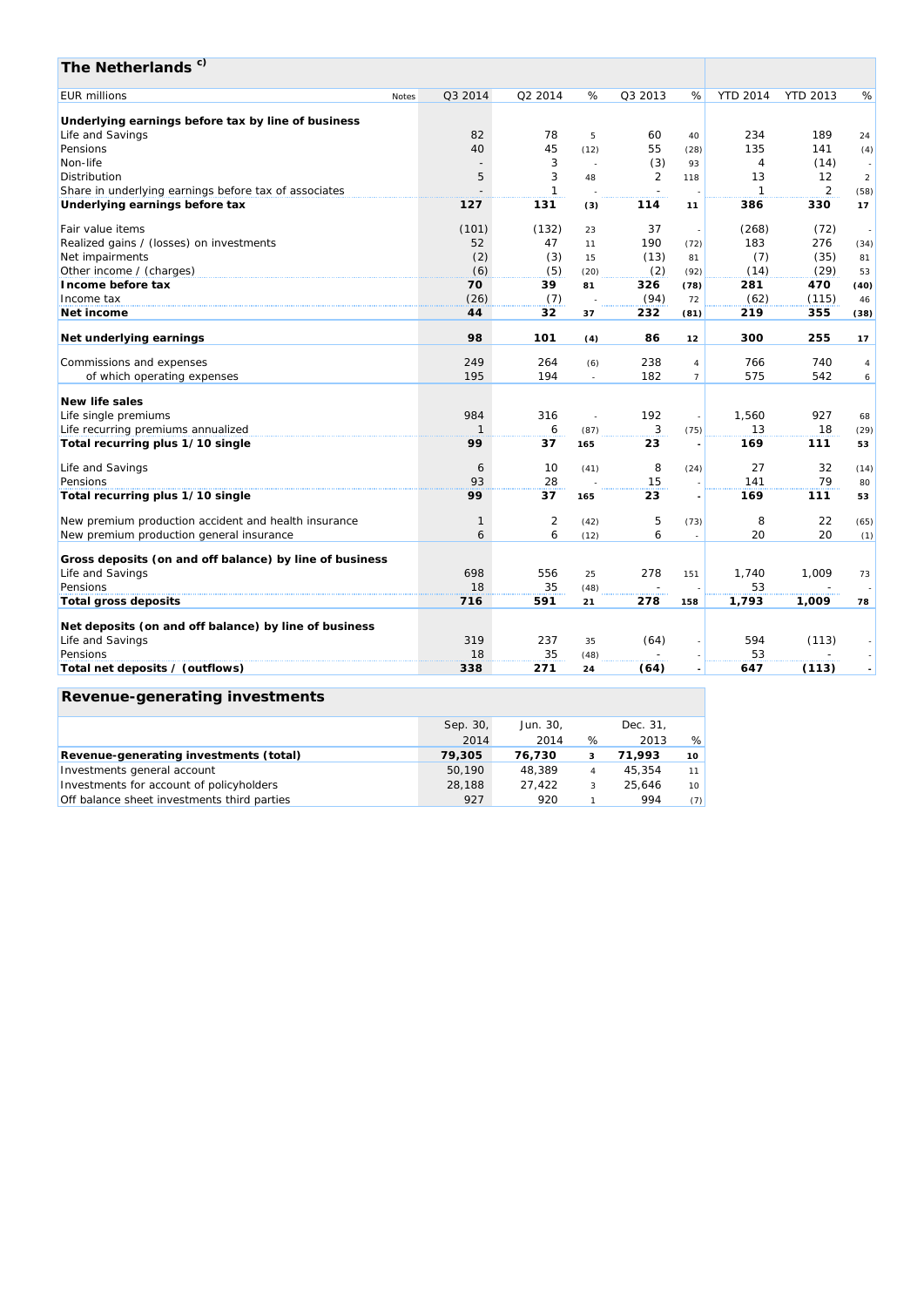## The Netherlands [c)]

| EUR millions | Notes | Q3 2014 | Q2 2014 | % | Q3 2013 | % | YTD 2014 | YTD 2013 | % |
|---|---|---|---|---|---|---|---|---|---|
| **Underlying earnings before tax by line of business** | | | | | | | | | |
| Life and Savings | | 82 | 78 | 5 | 60 | 40 | 234 | 189 | 24 |
| Pensions | | 40 | 45 | (12) | 55 | (28) | 135 | 141 | (4) |
| Non-life | | - | 3 | - | (3) | 93 | 4 | (14) | - |
| Distribution | | 5 | 3 | 48 | 2 | 118 | 13 | 12 | 2 |
| Share in underlying earnings before tax of associates | | - | 1 | - | - | - | 1 | 2 | (58) |
| **Underlying earnings before tax** | | **127** | **131** | **(3)** | **114** | **11** | **386** | **330** | **17** |
| | | | | | | | | | |
| Fair value items | | (101) | (132) | 23 | 37 | - | (268) | (72) | - |
| Realized gains / (losses) on investments | | 52 | 47 | 11 | 190 | (72) | 183 | 276 | (34) |
| Net impairments | | (2) | (3) | 15 | (13) | 81 | (7) | (35) | 81 |
| Other income / (charges) | | (6) | (5) | (20) | (2) | (92) | (14) | (29) | 53 |
| **Income before tax** | | **70** | **39** | **81** | **326** | **(78)** | **281** | **470** | **(40)** |
| Income tax | | (26) | (7) | - | (94) | 72 | (62) | (115) | 46 |
| **Net income** | | **44** | **32** | **37** | **232** | **(81)** | **219** | **355** | **(38)** |
| | | | | | | | | | |
| **Net underlying earnings** | | **98** | **101** | **(4)** | **86** | **12** | **300** | **255** | **17** |
| | | | | | | | | | |
| Commissions and expenses | | 249 | 264 | (6) | 238 | 4 | 766 | 740 | 4 |
| of which operating expenses | | 195 | 194 | - | 182 | 7 | 575 | 542 | 6 |
| | | | | | | | | | |
| **New life sales** | | | | | | | | | |
| Life single premiums | | 984 | 316 | - | 192 | - | 1,560 | 927 | 68 |
| Life recurring premiums annualized | | 1 | 6 | (87) | 3 | (75) | 13 | 18 | (29) |
| **Total recurring plus 1/10 single** | | **99** | **37** | **165** | **23** | **-** | **169** | **111** | **53** |
| | | | | | | | | | |
| Life and Savings | | 6 | 10 | (41) | 8 | (24) | 27 | 32 | (14) |
| Pensions | | 93 | 28 | - | 15 | - | 141 | 79 | 80 |
| **Total recurring plus 1/10 single** | | **99** | **37** | **165** | **23** | **-** | **169** | **111** | **53** |
| | | | | | | | | | |
| New premium production accident and health insurance | | 1 | 2 | (42) | 5 | (73) | 8 | 22 | (65) |
| New premium production general insurance | | 6 | 6 | (12) | 6 | - | 20 | 20 | (1) |
| | | | | | | | | | |
| **Gross deposits (on and off balance) by line of business** | | | | | | | | | |
| Life and Savings | | 698 | 556 | 25 | 278 | 151 | 1,740 | 1,009 | 73 |
| Pensions | | 18 | 35 | (48) | - | - | 53 | - | - |
| **Total gross deposits** | | **716** | **591** | **21** | **278** | **158** | **1,793** | **1,009** | **78** |
| | | | | | | | | | |
| **Net deposits (on and off balance) by line of business** | | | | | | | | | |
| Life and Savings | | 319 | 237 | 35 | (64) | - | 594 | (113) | - |
| Pensions | | 18 | 35 | (48) | - | - | 53 | - | - |
| **Total net deposits / (outflows)** | | **338** | **271** | **24** | **(64)** | **-** | **647** | **(113)** | **-** |

## Revenue-generating investments

| | Sep. 30, 2014 | Jun. 30, 2014 | % | Dec. 31, 2013 | % |
|---|---|---|---|---|---|
| **Revenue-generating investments (total)** | **79,305** | **76,730** | **3** | **71,993** | **10** |
| Investments general account | 50,190 | 48,389 | 4 | 45,354 | 11 |
| Investments for account of policyholders | 28,188 | 27,422 | 3 | 25,646 | 10 |
| Off balance sheet investments third parties | 927 | 920 | 1 | 994 | (7) |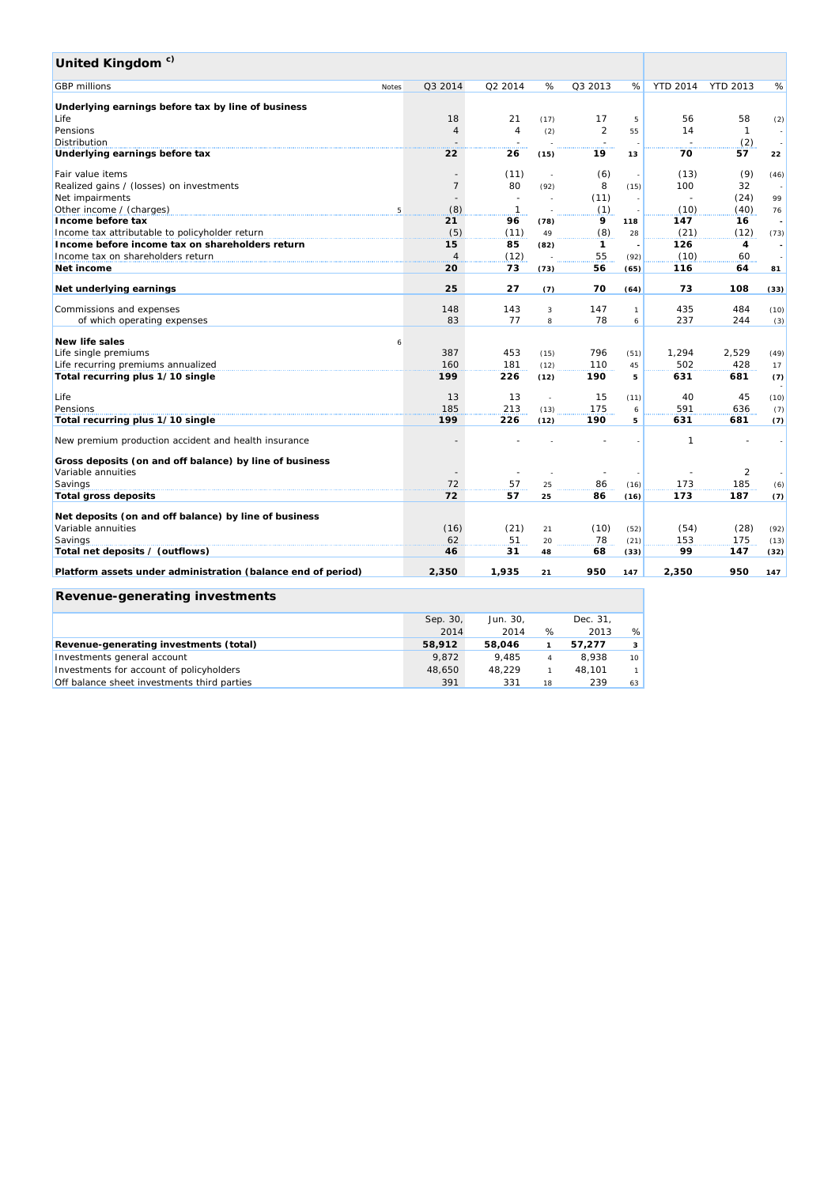## United Kingdom [c)]

| GBP millions | Notes | Q3 2014 | Q2 2014 | % | Q3 2013 | % | YTD 2014 | YTD 2013 | % |
|---|---|---|---|---|---|---|---|---|---|
| **Underlying earnings before tax by line of business** | | | | | | | | | |
| Life | | 18 | 21 | (17) | 17 | 5 | 56 | 58 | (2) |
| Pensions | | 4 | 4 | (2) | 2 | 55 | 14 | 1 | - |
| Distribution | | - | - | - | - | - | - | (2) | - |
| **Underlying earnings before tax** | | **22** | **26** | **(15)** | **19** | **13** | **70** | **57** | **22** |
| Fair value items | | - | (11) | - | (6) | - | (13) | (9) | (46) |
| Realized gains / (losses) on investments | | 7 | 80 | (92) | 8 | (15) | 100 | 32 | - |
| Net impairments | | - | - | - | (11) | - | - | (24) | 99 |
| Other income / (charges) | 5 | (8) | 1 | - | (1) | - | (10) | (40) | 76 |
| **Income before tax** | | **21** | **96** | **(78)** | **9** | **118** | **147** | **16** | **-** |
| Income tax attributable to policyholder return | | (5) | (11) | 49 | (8) | 28 | (21) | (12) | (73) |
| **Income before income tax on shareholders return** | | **15** | **85** | **(82)** | **1** | **-** | **126** | **4** | **-** |
| Income tax on shareholders return | | 4 | (12) | - | 55 | (92) | (10) | 60 | - |
| **Net income** | | **20** | **73** | **(73)** | **56** | **(65)** | **116** | **64** | **81** |
| **Net underlying earnings** | | **25** | **27** | **(7)** | **70** | **(64)** | **73** | **108** | **(33)** |
| Commissions and expenses | | 148 | 143 | 3 | 147 | 1 | 435 | 484 | (10) |
| of which operating expenses | | 83 | 77 | 8 | 78 | 6 | 237 | 244 | (3) |
| **New life sales** | 6 | | | | | | | | |
| Life single premiums | | 387 | 453 | (15) | 796 | (51) | 1,294 | 2,529 | (49) |
| Life recurring premiums annualized | | 160 | 181 | (12) | 110 | 45 | 502 | 428 | 17 |
| **Total recurring plus 1/10 single** | | **199** | **226** | **(12)** | **190** | **5** | **631** | **681** | **(7)** |
| Life | | 13 | 13 | - | 15 | (11) | 40 | 45 | (10) |
| Pensions | | 185 | 213 | (13) | 175 | 6 | 591 | 636 | (7) |
| **Total recurring plus 1/10 single** | | **199** | **226** | **(12)** | **190** | **5** | **631** | **681** | **(7)** |
| New premium production accident and health insurance | | - | - | - | - | - | 1 | - | - |
| **Gross deposits (on and off balance) by line of business** | | | | | | | | | |
| Variable annuities | | - | - | - | - | - | - | 2 | - |
| Savings | | 72 | 57 | 25 | 86 | (16) | 173 | 185 | (6) |
| **Total gross deposits** | | **72** | **57** | **25** | **86** | **(16)** | **173** | **187** | **(7)** |
| **Net deposits (on and off balance) by line of business** | | | | | | | | | |
| Variable annuities | | (16) | (21) | 21 | (10) | (52) | (54) | (28) | (92) |
| Savings | | 62 | 51 | 20 | 78 | (21) | 153 | 175 | (13) |
| **Total net deposits / (outflows)** | | **46** | **31** | **48** | **68** | **(33)** | **99** | **147** | **(32)** |
| **Platform assets under administration (balance end of period)** | | **2,350** | **1,935** | **21** | **950** | **147** | **2,350** | **950** | **147** |

## Revenue-generating investments

| | Sep. 30, 2014 | Jun. 30, 2014 | % | Dec. 31, 2013 | % |
|---|---|---|---|---|---|
| **Revenue-generating investments (total)** | **58,912** | **58,046** | **1** | **57,277** | **3** |
| Investments general account | 9,872 | 9,485 | 4 | 8,938 | 10 |
| Investments for account of policyholders | 48,650 | 48,229 | 1 | 48,101 | 1 |
| Off balance sheet investments third parties | 391 | 331 | 18 | 239 | 63 |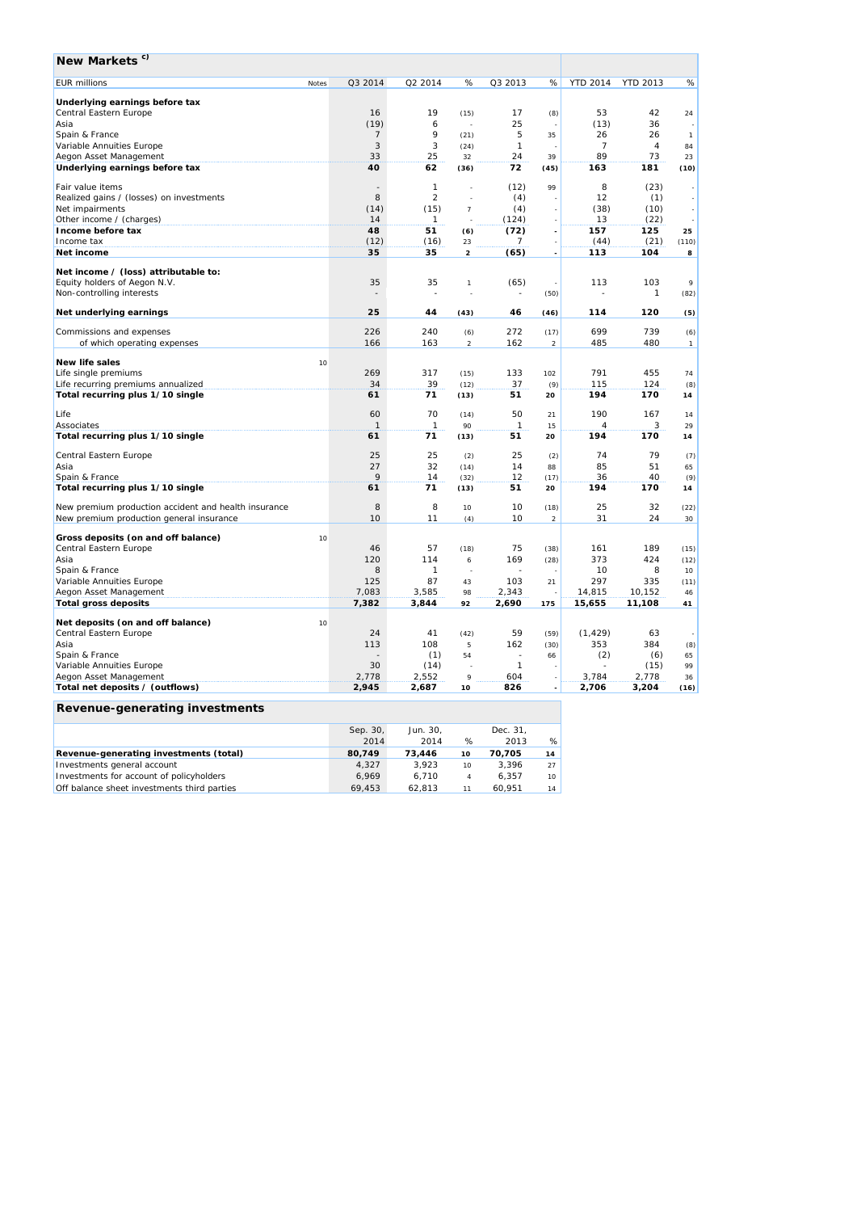## New Markets [c)]

| EUR millions | Notes | Q3 2014 | Q2 2014 | % | Q3 2013 | % | YTD 2014 | YTD 2013 | % |
|---|---|---|---|---|---|---|---|---|---|
| **Underlying earnings before tax** | | | | | | | | | |
| Central Eastern Europe | | 16 | 19 | (15) | 17 | (8) | 53 | 42 | 24 |
| Asia | | (19) | 6 | - | 25 | - | (13) | 36 | - |
| Spain & France | | 7 | 9 | (21) | 5 | 35 | 26 | 26 | 1 |
| Variable Annuities Europe | | 3 | 3 | (24) | 1 | - | 7 | 4 | 84 |
| Aegon Asset Management | | 33 | 25 | 32 | 24 | 39 | 89 | 73 | 23 |
| **Underlying earnings before tax** | | **40** | **62** | **(36)** | **72** | **(45)** | **163** | **181** | **(10)** |
| Fair value items | | - | 1 | - | (12) | 99 | 8 | (23) | - |
| Realized gains / (losses) on investments | | 8 | 2 | - | (4) | - | 12 | (1) | - |
| Net impairments | | (14) | (15) | 7 | (4) | - | (38) | (10) | - |
| Other income / (charges) | | 14 | 1 | - | (124) | - | 13 | (22) | - |
| **Income before tax** | | **48** | **51** | **(6)** | **(72)** | **-** | **157** | **125** | **25** |
| Income tax | | (12) | (16) | 23 | 7 | - | (44) | (21) | (110) |
| **Net income** | | **35** | **35** | **2** | **(65)** | **-** | **113** | **104** | **8** |
| **Net income / (loss) attributable to:** | | | | | | | | | |
| Equity holders of Aegon N.V. | | 35 | 35 | 1 | (65) | - | 113 | 103 | 9 |
| Non-controlling interests | | - | - | - | - | (50) | - | 1 | (82) |
| **Net underlying earnings** | | **25** | **44** | **(43)** | **46** | **(46)** | **114** | **120** | **(5)** |
| Commissions and expenses | | 226 | 240 | (6) | 272 | (17) | 699 | 739 | (6) |
| of which operating expenses | | 166 | 163 | 2 | 162 | 2 | 485 | 480 | 1 |
| **New life sales** | 10 | | | | | | | | |
| Life single premiums | | 269 | 317 | (15) | 133 | 102 | 791 | 455 | 74 |
| Life recurring premiums annualized | | 34 | 39 | (12) | 37 | (9) | 115 | 124 | (8) |
| **Total recurring plus 1/10 single** | | **61** | **71** | **(13)** | **51** | **20** | **194** | **170** | **14** |
| Life | | 60 | 70 | (14) | 50 | 21 | 190 | 167 | 14 |
| Associates | | 1 | 1 | 90 | 1 | 15 | 4 | 3 | 29 |
| **Total recurring plus 1/10 single** | | **61** | **71** | **(13)** | **51** | **20** | **194** | **170** | **14** |
| Central Eastern Europe | | 25 | 25 | (2) | 25 | (2) | 74 | 79 | (7) |
| Asia | | 27 | 32 | (14) | 14 | 88 | 85 | 51 | 65 |
| Spain & France | | 9 | 14 | (32) | 12 | (17) | 36 | 40 | (9) |
| **Total recurring plus 1/10 single** | | **61** | **71** | **(13)** | **51** | **20** | **194** | **170** | **14** |
| New premium production accident and health insurance | | 8 | 8 | 10 | 10 | (18) | 25 | 32 | (22) |
| New premium production general insurance | | 10 | 11 | (4) | 10 | 2 | 31 | 24 | 30 |
| **Gross deposits (on and off balance)** | 10 | | | | | | | | |
| Central Eastern Europe | | 46 | 57 | (18) | 75 | (38) | 161 | 189 | (15) |
| Asia | | 120 | 114 | 6 | 169 | (28) | 373 | 424 | (12) |
| Spain & France | | 8 | 1 | - | - | - | 10 | 8 | 10 |
| Variable Annuities Europe | | 125 | 87 | 43 | 103 | 21 | 297 | 335 | (11) |
| Aegon Asset Management | | 7,083 | 3,585 | 98 | 2,343 | - | 14,815 | 10,152 | 46 |
| **Total gross deposits** | | **7,382** | **3,844** | **92** | **2,690** | **175** | **15,655** | **11,108** | **41** |
| **Net deposits (on and off balance)** | 10 | | | | | | | | |
| Central Eastern Europe | | 24 | 41 | (42) | 59 | (59) | (1,429) | 63 | - |
| Asia | | 113 | 108 | 5 | 162 | (30) | 353 | 384 | (8) |
| Spain & France | | - | (1) | 54 | - | 66 | (2) | (6) | 65 |
| Variable Annuities Europe | | 30 | (14) | - | 1 | - | - | (15) | 99 |
| Aegon Asset Management | | 2,778 | 2,552 | 9 | 604 | - | 3,784 | 2,778 | 36 |
| **Total net deposits / (outflows)** | | **2,945** | **2,687** | **10** | **826** | **-** | **2,706** | **3,204** | **(16)** |

## Revenue-generating investments

| | Sep. 30, 2014 | Jun. 30, 2014 | % | Dec. 31, 2013 | % |
|---|---|---|---|---|---|
| **Revenue-generating investments (total)** | **80,749** | **73,446** | **10** | **70,705** | **14** |
| Investments general account | 4,327 | 3,923 | 10 | 3,396 | 27 |
| Investments for account of policyholders | 6,969 | 6,710 | 4 | 6,357 | 10 |
| Off balance sheet investments third parties | 69,453 | 62,813 | 11 | 60,951 | 14 |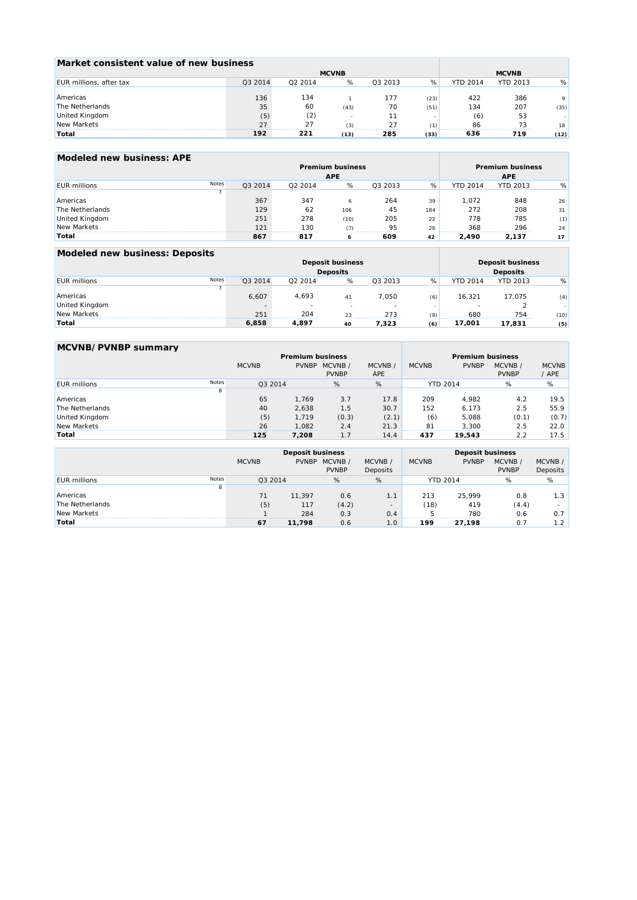## Market consistent value of new business

| EUR millions, after tax | MCVNB | | | | | MCVNB | | |
|---|---|---|---|---|---|---|---|---|
| | Q3 2014 | Q2 2014 | % | Q3 2013 | % | YTD 2014 | YTD 2013 | % |
| Americas | 136 | 134 | 1 | 177 | (23) | 422 | 386 | 9 |
| The Netherlands | 35 | 60 | (43) | 70 | (51) | 134 | 207 | (35) |
| United Kingdom | (5) | (2) | - | 11 | - | (6) | 53 | - |
| New Markets | 27 | 27 | (3) | 27 | (1) | 86 | 73 | 18 |
| **Total** | **192** | **221** | **(13)** | **285** | **(33)** | **636** | **719** | **(12)** |

## Modeled new business: APE

| EUR millions | Notes | Premium business APE | | | | | Premium business APE | | |
|---|---|---|---|---|---|---|---|---|---|
| | 7 | Q3 2014 | Q2 2014 | % | Q3 2013 | % | YTD 2014 | YTD 2013 | % |
| Americas | | 367 | 347 | 6 | 264 | 39 | 1,072 | 848 | 26 |
| The Netherlands | | 129 | 62 | 106 | 45 | 184 | 272 | 208 | 31 |
| United Kingdom | | 251 | 278 | (10) | 205 | 22 | 778 | 785 | (1) |
| New Markets | | 121 | 130 | (7) | 95 | 26 | 368 | 296 | 24 |
| **Total** | | **867** | **817** | **6** | **609** | **42** | **2,490** | **2,137** | **17** |

## Modeled new business: Deposits

| EUR millions | Notes | Deposit business Deposits | | | | | Deposit business Deposits | | |
|---|---|---|---|---|---|---|---|---|---|
| | 7 | Q3 2014 | Q2 2014 | % | Q3 2013 | % | YTD 2014 | YTD 2013 | % |
| Americas | | 6,607 | 4,693 | 41 | 7,050 | (6) | 16,321 | 17,075 | (4) |
| United Kingdom | | - | - | - | - | - | - | 2 | - |
| New Markets | | 251 | 204 | 23 | 273 | (8) | 680 | 754 | (10) |
| **Total** | | **6,858** | **4,897** | **40** | **7,323** | **(6)** | **17,001** | **17,831** | **(5)** |

## MCVNB/ PVNBP summary

| | | Premium business | | | | Premium business | | | |
|---|---|---|---|---|---|---|---|---|---|
| | | MCVNB | PVNBP | MCVNB / PVNBP | MCVNB / APE | MCVNB | PVNBP | MCVNB / PVNBP | MCVNB / APE |
| EUR millions | Notes 8 | Q3 2014 | | % | % | YTD 2014 | | % | % |
| Americas | | 65 | 1,769 | 3.7 | 17.8 | 209 | 4,982 | 4.2 | 19.5 |
| The Netherlands | | 40 | 2,638 | 1.5 | 30.7 | 152 | 6,173 | 2.5 | 55.9 |
| United Kingdom | | (5) | 1,719 | (0.3) | (2.1) | (6) | 5,088 | (0.1) | (0.7) |
| New Markets | | 26 | 1,082 | 2.4 | 21.3 | 81 | 3,300 | 2.5 | 22.0 |
| **Total** | | **125** | **7,208** | 1.7 | 14.4 | **437** | **19,543** | 2.2 | 17.5 |

| | | Deposit business | | | | Deposit business | | | |
|---|---|---|---|---|---|---|---|---|---|
| | | MCVNB | PVNBP | MCVNB / PVNBP | MCVNB / Deposits | MCVNB | PVNBP | MCVNB / PVNBP | MCVNB / Deposits |
| EUR millions | Notes 8 | Q3 2014 | | % | % | YTD 2014 | | % | % |
| Americas | | 71 | 11,397 | 0.6 | 1.1 | 213 | 25,999 | 0.8 | 1.3 |
| The Netherlands | | (5) | 117 | (4.2) | - | (18) | 419 | (4.4) | - |
| New Markets | | 1 | 284 | 0.3 | 0.4 | 5 | 780 | 0.6 | 0.7 |
| **Total** | | **67** | **11,798** | 0.6 | 1.0 | **199** | **27,198** | 0.7 | 1.2 |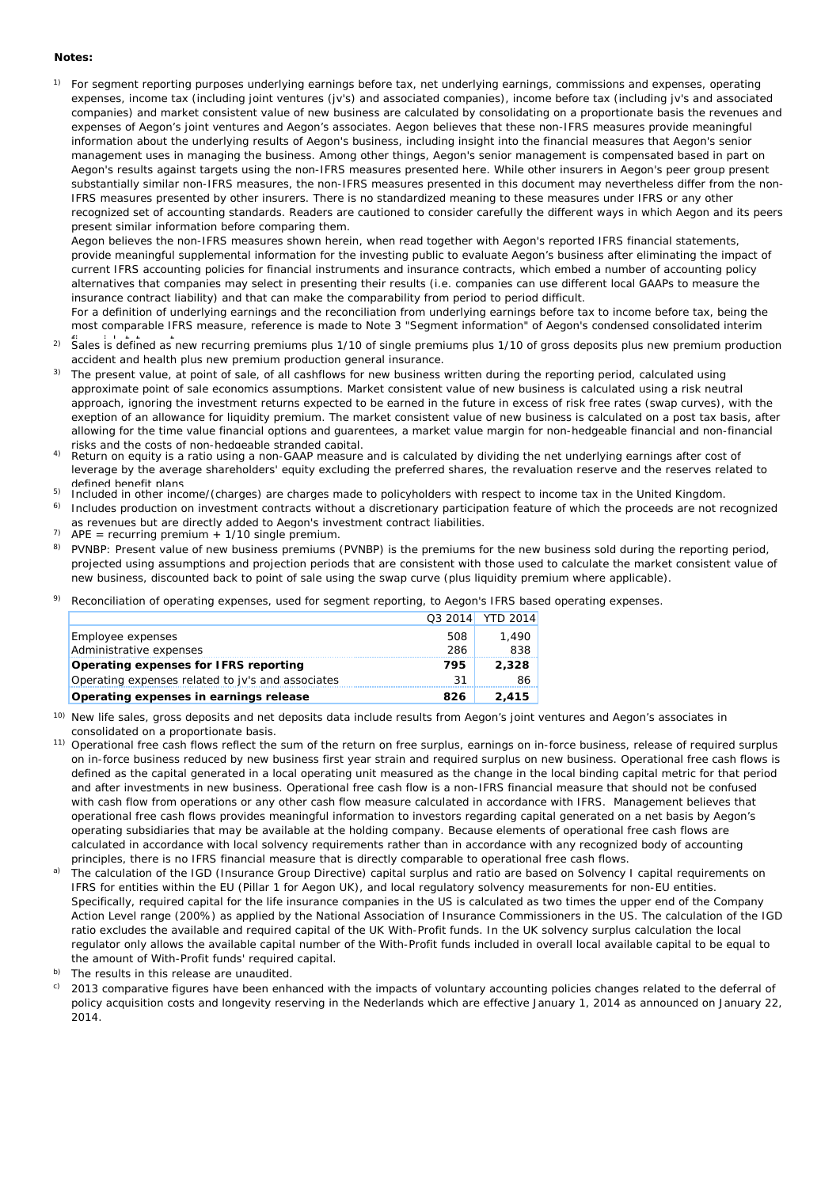**Notes:**

1) For segment reporting purposes underlying earnings before tax, net underlying earnings, commissions and expenses, operating expenses, income tax (including joint ventures (jv's) and associated companies), income before tax (including jv's and associated companies) and market consistent value of new business are calculated by consolidating on a proportionate basis the revenues and expenses of Aegon's joint ventures and Aegon's associates. Aegon believes that these non-IFRS measures provide meaningful information about the underlying results of Aegon's business, including insight into the financial measures that Aegon's senior management uses in managing the business. Among other things, Aegon's senior management is compensated based in part on Aegon's results against targets using the non-IFRS measures presented here. While other insurers in Aegon's peer group present substantially similar non-IFRS measures, the non-IFRS measures presented in this document may nevertheless differ from the non-IFRS measures presented by other insurers. There is no standardized meaning to these measures under IFRS or any other recognized set of accounting standards. Readers are cautioned to consider carefully the different ways in which Aegon and its peers present similar information before comparing them.
Aegon believes the non-IFRS measures shown herein, when read together with Aegon's reported IFRS financial statements, provide meaningful supplemental information for the investing public to evaluate Aegon's business after eliminating the impact of current IFRS accounting policies for financial instruments and insurance contracts, which embed a number of accounting policy alternatives that companies may select in presenting their results (i.e. companies can use different local GAAPs to measure the insurance contract liability) and that can make the comparability from period to period difficult.
For a definition of underlying earnings and the reconciliation from underlying earnings before tax to income before tax, being the most comparable IFRS measure, reference is made to Note 3 "Segment information" of Aegon's condensed consolidated interim financial statements.

2) Sales is defined as new recurring premiums plus 1/10 of single premiums plus 1/10 of gross deposits plus new premium production accident and health plus new premium production general insurance.

3) The present value, at point of sale, of all cashflows for new business written during the reporting period, calculated using approximate point of sale economics assumptions. Market consistent value of new business is calculated using a risk neutral approach, ignoring the investment returns expected to be earned in the future in excess of risk free rates (swap curves), with the exeption of an allowance for liquidity premium. The market consistent value of new business is calculated on a post tax basis, after allowing for the time value financial options and guarentees, a market value margin for non-hedgeable financial and non-financial risks and the costs of non-hedgeable stranded capital.

4) Return on equity is a ratio using a non-GAAP measure and is calculated by dividing the net underlying earnings after cost of leverage by the average shareholders' equity excluding the preferred shares, the revaluation reserve and the reserves related to defined benefit plans.

5) Included in other income/(charges) are charges made to policyholders with respect to income tax in the United Kingdom.

6) Includes production on investment contracts without a discretionary participation feature of which the proceeds are not recognized as revenues but are directly added to Aegon's investment contract liabilities.

7) APE = recurring premium + 1/10 single premium.

8) PVNBP: Present value of new business premiums (PVNBP) is the premiums for the new business sold during the reporting period, projected using assumptions and projection periods that are consistent with those used to calculate the market consistent value of new business, discounted back to point of sale using the swap curve (plus liquidity premium where applicable).

9) Reconciliation of operating expenses, used for segment reporting, to Aegon's IFRS based operating expenses.

| | Q3 2014 | YTD 2014 |
|---|---|---|
| Employee expenses | 508 | 1,490 |
| Administrative expenses | 286 | 838 |
| **Operating expenses for IFRS reporting** | **795** | **2,328** |
| Operating expenses related to jv's and associates | 31 | 86 |
| **Operating expenses in earnings release** | **826** | **2,415** |

10) New life sales, gross deposits and net deposits data include results from Aegon's joint ventures and Aegon's associates in consolidated on a proportionate basis.

11) Operational free cash flows reflect the sum of the return on free surplus, earnings on in-force business, release of required surplus on in-force business reduced by new business first year strain and required surplus on new business. Operational free cash flows is defined as the capital generated in a local operating unit measured as the change in the local binding capital metric for that period and after investments in new business. Operational free cash flow is a non-IFRS financial measure that should not be confused with cash flow from operations or any other cash flow measure calculated in accordance with IFRS. Management believes that operational free cash flows provides meaningful information to investors regarding capital generated on a net basis by Aegon's operating subsidiaries that may be available at the holding company. Because elements of operational free cash flows are calculated in accordance with local solvency requirements rather than in accordance with any recognized body of accounting principles, there is no IFRS financial measure that is directly comparable to operational free cash flows.

a) The calculation of the IGD (Insurance Group Directive) capital surplus and ratio are based on Solvency I capital requirements on IFRS for entities within the EU (Pillar 1 for Aegon UK), and local regulatory solvency measurements for non-EU entities. Specifically, required capital for the life insurance companies in the US is calculated as two times the upper end of the Company Action Level range (200%) as applied by the National Association of Insurance Commissioners in the US. The calculation of the IGD ratio excludes the available and required capital of the UK With-Profit funds. In the UK solvency surplus calculation the local regulator only allows the available capital number of the With-Profit funds included in overall local available capital to be equal to the amount of With-Profit funds' required capital.

b) The results in this release are unaudited.

c) 2013 comparative figures have been enhanced with the impacts of voluntary accounting policies changes related to the deferral of policy acquisition costs and longevity reserving in the Nederlands which are effective January 1, 2014 as announced on January 22, 2014.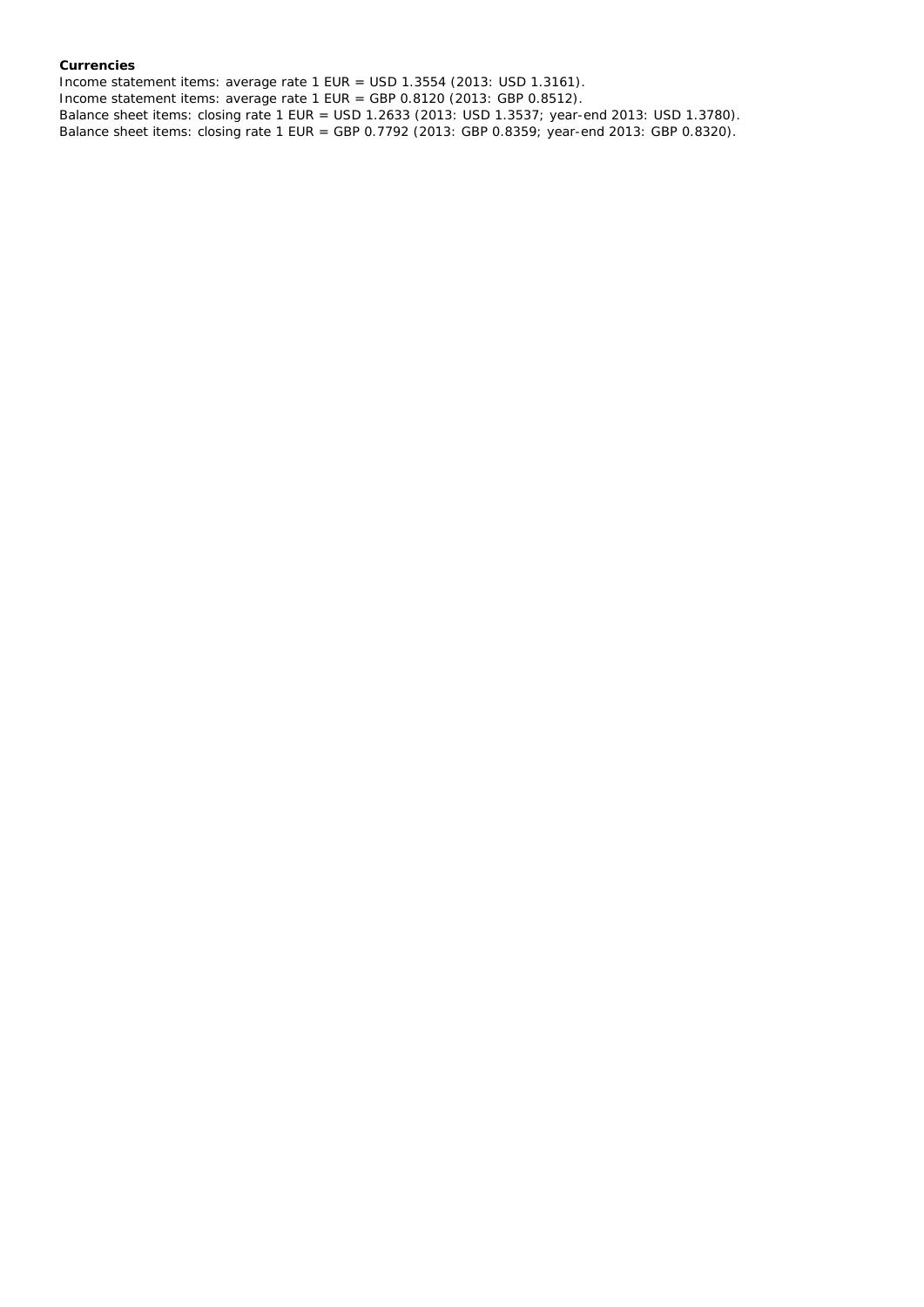**Currencies**

Income statement items: average rate 1 EUR = USD 1.3554 (2013: USD 1.3161).
Income statement items: average rate 1 EUR = GBP 0.8120 (2013: GBP 0.8512).
Balance sheet items: closing rate 1 EUR = USD 1.2633 (2013: USD 1.3537; year-end 2013: USD 1.3780).
Balance sheet items: closing rate 1 EUR = GBP 0.7792 (2013: GBP 0.8359; year-end 2013: GBP 0.8320).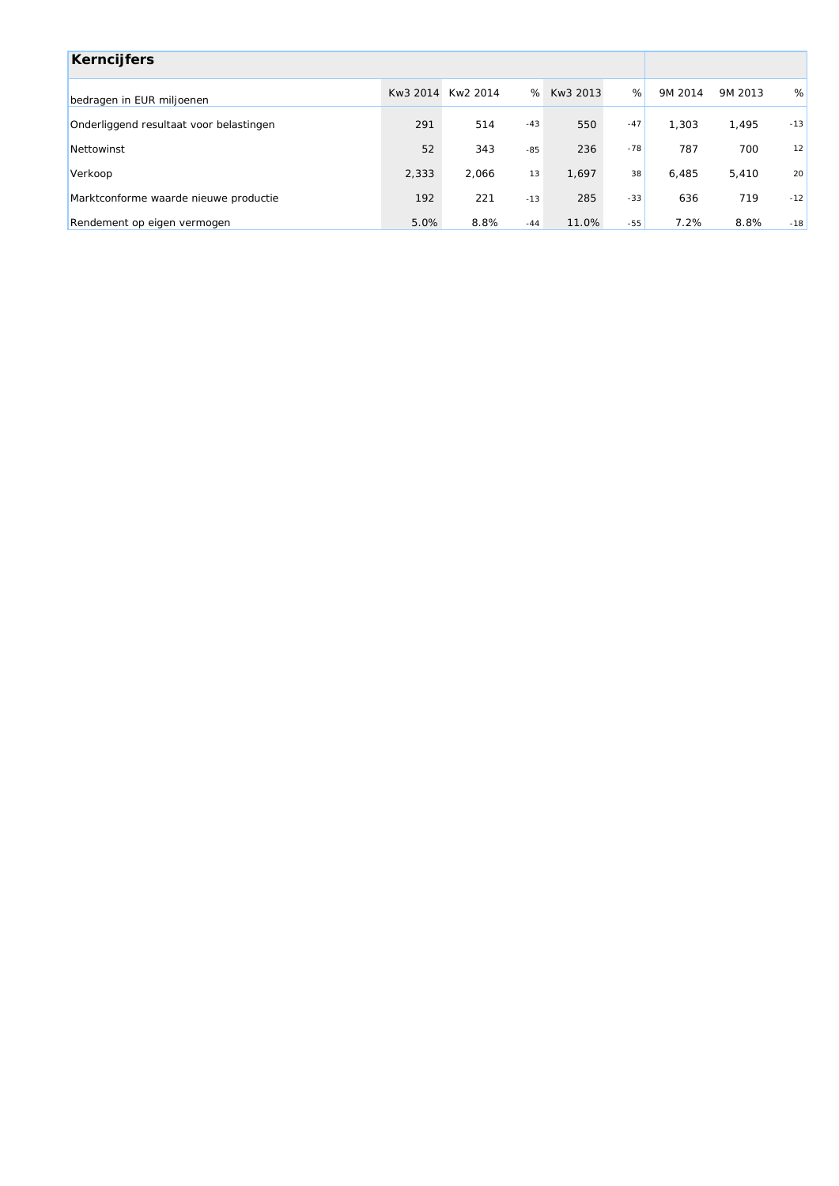## Kerncijfers

| bedragen in EUR miljoenen | Kw3 2014 | Kw2 2014 | % | Kw3 2013 | % | 9M 2014 | 9M 2013 | % |
|---|---|---|---|---|---|---|---|---|
| Onderliggend resultaat voor belastingen | 291 | 514 | -43 | 550 | -47 | 1,303 | 1,495 | -13 |
| Nettowinst | 52 | 343 | -85 | 236 | -78 | 787 | 700 | 12 |
| Verkoop | 2,333 | 2,066 | 13 | 1,697 | 38 | 6,485 | 5,410 | 20 |
| Marktconforme waarde nieuwe productie | 192 | 221 | -13 | 285 | -33 | 636 | 719 | -12 |
| Rendement op eigen vermogen | 5.0% | 8.8% | -44 | 11.0% | -55 | 7.2% | 8.8% | -18 |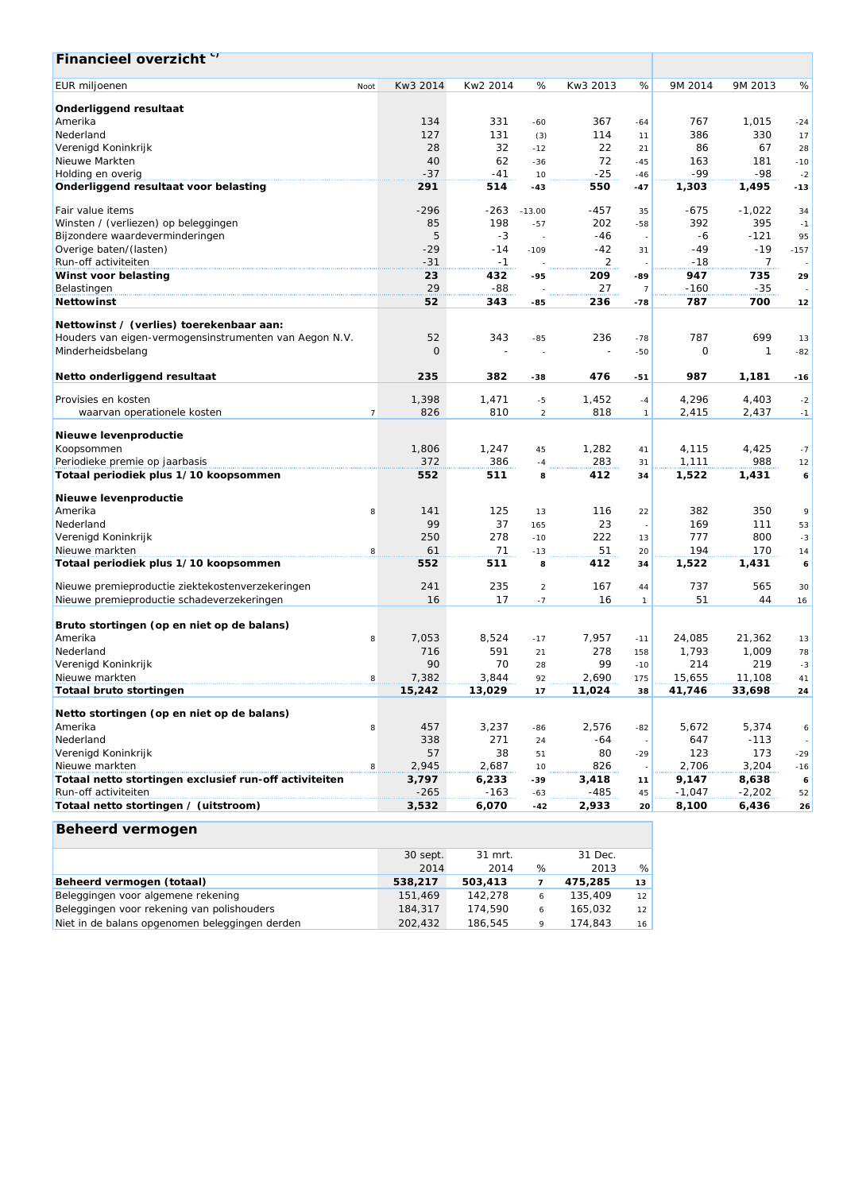## Financieel overzicht [c)]

| EUR miljoenen | Noot | Kw3 2014 | Kw2 2014 | % | Kw3 2013 | % | 9M 2014 | 9M 2013 | % |
|---|---|---|---|---|---|---|---|---|---|
| **Onderliggend resultaat** | | | | | | | | | |
| Amerika | | 134 | 331 | -60 | 367 | -64 | 767 | 1,015 | -24 |
| Nederland | | 127 | 131 | (3) | 114 | 11 | 386 | 330 | 17 |
| Verenigd Koninkrijk | | 28 | 32 | -12 | 22 | 21 | 86 | 67 | 28 |
| Nieuwe Markten | | 40 | 62 | -36 | 72 | -45 | 163 | 181 | -10 |
| Holding en overig | | -37 | -41 | 10 | -25 | -46 | -99 | -98 | -2 |
| **Onderliggend resultaat voor belasting** | | **291** | **514** | **-43** | **550** | **-47** | **1,303** | **1,495** | **-13** |
| | | | | | | | | | |
| Fair value items | | -296 | -263 | -13.00 | -457 | 35 | -675 | -1,022 | 34 |
| Winsten / (verliezen) op beleggingen | | 85 | 198 | -57 | 202 | -58 | 392 | 395 | -1 |
| Bijzondere waardeverminderingen | | 5 | -3 | - | -46 | - | -6 | -121 | 95 |
| Overige baten/(lasten) | | -29 | -14 | -109 | -42 | 31 | -49 | -19 | -157 |
| Run-off activiteiten | | -31 | -1 | - | 2 | - | -18 | 7 | - |
| **Winst voor belasting** | | **23** | **432** | **-95** | **209** | **-89** | **947** | **735** | **29** |
| Belastingen | | 29 | -88 | - | 27 | 7 | -160 | -35 | - |
| **Nettowinst** | | **52** | **343** | **-85** | **236** | **-78** | **787** | **700** | **12** |
| | | | | | | | | | |
| **Nettowinst / (verlies) toerekenbaar aan:** | | | | | | | | | |
| Houders van eigen-vermogensinstrumenten van Aegon N.V. | | 52 | 343 | -85 | 236 | -78 | 787 | 699 | 13 |
| Minderheidsbelang | | 0 | - | - | - | -50 | 0 | 1 | -82 |
| | | | | | | | | | |
| **Netto onderliggend resultaat** | | **235** | **382** | **-38** | **476** | **-51** | **987** | **1,181** | **-16** |
| | | | | | | | | | |
| Provisies en kosten | | 1,398 | 1,471 | -5 | 1,452 | -4 | 4,296 | 4,403 | -2 |
| waarvan operationele kosten | 7 | 826 | 810 | 2 | 818 | 1 | 2,415 | 2,437 | -1 |
| | | | | | | | | | |
| **Nieuwe levenproductie** | | | | | | | | | |
| Koopsommen | | 1,806 | 1,247 | 45 | 1,282 | 41 | 4,115 | 4,425 | -7 |
| Periodieke premie op jaarbasis | | 372 | 386 | -4 | 283 | 31 | 1,111 | 988 | 12 |
| **Totaal periodiek plus 1/10 koopsommen** | | **552** | **511** | **8** | **412** | **34** | **1,522** | **1,431** | **6** |
| | | | | | | | | | |
| **Nieuwe levenproductie** | | | | | | | | | |
| Amerika | 8 | 141 | 125 | 13 | 116 | 22 | 382 | 350 | 9 |
| Nederland | | 99 | 37 | 165 | 23 | - | 169 | 111 | 53 |
| Verenigd Koninkrijk | | 250 | 278 | -10 | 222 | 13 | 777 | 800 | -3 |
| Nieuwe markten | 8 | 61 | 71 | -13 | 51 | 20 | 194 | 170 | 14 |
| **Totaal periodiek plus 1/10 koopsommen** | | **552** | **511** | **8** | **412** | **34** | **1,522** | **1,431** | **6** |
| | | | | | | | | | |
| Nieuwe premieproductie ziektekostenverzekeringen | | 241 | 235 | 2 | 167 | 44 | 737 | 565 | 30 |
| Nieuwe premieproductie schadeverzekeringen | | 16 | 17 | -7 | 16 | 1 | 51 | 44 | 16 |
| | | | | | | | | | |
| **Bruto stortingen (op en niet op de balans)** | | | | | | | | | |
| Amerika | 8 | 7,053 | 8,524 | -17 | 7,957 | -11 | 24,085 | 21,362 | 13 |
| Nederland | | 716 | 591 | 21 | 278 | 158 | 1,793 | 1,009 | 78 |
| Verenigd Koninkrijk | | 90 | 70 | 28 | 99 | -10 | 214 | 219 | -3 |
| Nieuwe markten | 8 | 7,382 | 3,844 | 92 | 2,690 | 175 | 15,655 | 11,108 | 41 |
| **Totaal bruto stortingen** | | **15,242** | **13,029** | **17** | **11,024** | **38** | **41,746** | **33,698** | **24** |
| | | | | | | | | | |
| **Netto stortingen (op en niet op de balans)** | | | | | | | | | |
| Amerika | 8 | 457 | 3,237 | -86 | 2,576 | -82 | 5,672 | 5,374 | 6 |
| Nederland | | 338 | 271 | 24 | -64 | - | 647 | -113 | - |
| Verenigd Koninkrijk | | 57 | 38 | 51 | 80 | -29 | 123 | 173 | -29 |
| Nieuwe markten | 8 | 2,945 | 2,687 | 10 | 826 | - | 2,706 | 3,204 | -16 |
| **Totaal netto stortingen exclusief run-off activiteiten** | | **3,797** | **6,233** | **-39** | **3,418** | **11** | **9,147** | **8,638** | **6** |
| Run-off activiteiten | | -265 | -163 | -63 | -485 | 45 | -1,047 | -2,202 | 52 |
| **Totaal netto stortingen / (uitstroom)** | | **3,532** | **6,070** | **-42** | **2,933** | **20** | **8,100** | **6,436** | **26** |

## Beheerd vermogen

| | 30 sept. 2014 | 31 mrt. 2014 | % | 31 Dec. 2013 | % |
|---|---|---|---|---|---|
| **Beheerd vermogen (totaal)** | **538,217** | **503,413** | **7** | **475,285** | **13** |
| Beleggingen voor algemene rekening | 151,469 | 142,278 | 6 | 135,409 | 12 |
| Beleggingen voor rekening van polishouders | 184,317 | 174,590 | 6 | 165,032 | 12 |
| Niet in de balans opgenomen beleggingen derden | 202,432 | 186,545 | 9 | 174,843 | 16 |